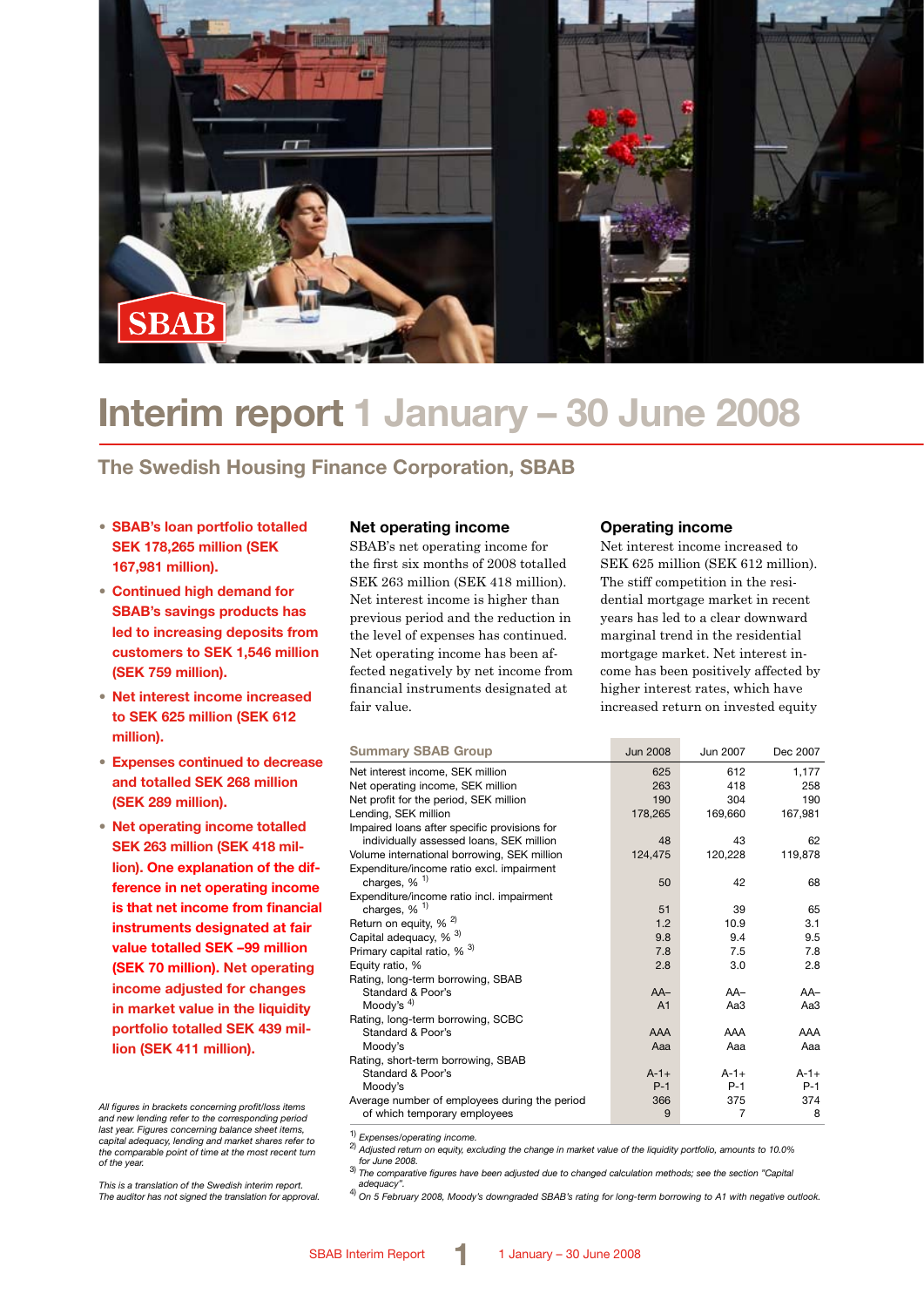# Interim report 1 January – 30 June 2008

## The Swedish Housing Finance Corporation, SBAB

- **SBAB's loan portfolio totalled SEK 178,265 million (SEK 167,981 million).**
- **Continued high demand for SBAB's savings products has led to increasing deposits from customers to SEK 1,546 million (SEK 759 million).**
- **Net interest income increased to SEK 625 million (SEK 612 million).**
- **Expenses continued to decrease and totalled SEK 268 million (SEK 289 million).**
- **Net operating income totalled SEK 263 million (SEK 418 million). One explanation of the difference in net operating income is that net income from financial instruments designated at fair value totalled SEK –99 million (SEK 70 million). Net operating income adjusted for changes in market value in the liquidity portfolio totalled SEK 439 million (SEK 411 million).**

*All figures in brackets concerning profit/loss items and new lending refer to the corresponding period last year. Figures concerning balance sheet items, capital adequacy, lending and market shares refer to the comparable point of time at the most recent turn of the year.*

*This is a translation of the Swedish interim report. The auditor has not signed the translation for approval.*

### Net operating income

SBAB's net operating income for the first six months of 2008 totalled SEK 263 million (SEK 418 million). Net interest income is higher than previous period and the reduction in the level of expenses has continued. Net operating income has been affected negatively by net income from financial instruments designated at fair value.

### Operating income

Net interest income increased to SEK 625 million (SEK 612 million). The stiff competition in the residential mortgage market in recent years has led to a clear downward marginal trend in the residential mortgage market. Net interest income has been positively affected by higher interest rates, which have increased return on invested equity

| Summary SBAB Group | Jun 2008 | Jun 2007 | Dec 2007 |
|---|---|---|---|
| Net interest income, SEK million | 625 | 612 | 1,177 |
| Net operating income, SEK million | 263 | 418 | 258 |
| Net profit for the period, SEK million | 190 | 304 | 190 |
| Lending, SEK million | 178,265 | 169,660 | 167,981 |
| Impaired loans after specific provisions for individually assessed loans, SEK million | 48 | 43 | 62 |
| Volume international borrowing, SEK million | 124,475 | 120,228 | 119,878 |
| Expenditure/income ratio excl. impairment charges, % [1] | 50 | 42 | 68 |
| Expenditure/income ratio incl. impairment charges, % [1] | 51 | 39 | 65 |
| Return on equity, % [2] | 1.2 | 10.9 | 3.1 |
| Capital adequacy, % [3] | 9.8 | 9.4 | 9.5 |
| Primary capital ratio, % [3] | 7.8 | 7.5 | 7.8 |
| Equity ratio, % | 2.8 | 3.0 | 2.8 |
| Rating, long-term borrowing, SBAB | | | |
| Standard & Poor's | AA– | AA– | AA– |
| Moody's [4] | A1 | Aa3 | Aa3 |
| Rating, long-term borrowing, SCBC | | | |
| Standard & Poor's | AAA | AAA | AAA |
| Moody's | Aaa | Aaa | Aaa |
| Rating, short-term borrowing, SBAB | | | |
| Standard & Poor's | A-1+ | A-1+ | A-1+ |
| Moody's | P-1 | P-1 | P-1 |
| Average number of employees during the period | 366 | 375 | 374 |
| of which temporary employees | 9 | 7 | 8 |

[1] *Expenses/operating income.*
[2] *Adjusted return on equity, excluding the change in market value of the liquidity portfolio, amounts to 10.0% for June 2008.*
[3] *The comparative figures have been adjusted due to changed calculation methods; see the section "Capital adequacy".*
[4] *On 5 February 2008, Moody's downgraded SBAB's rating for long-term borrowing to A1 with negative outlook.*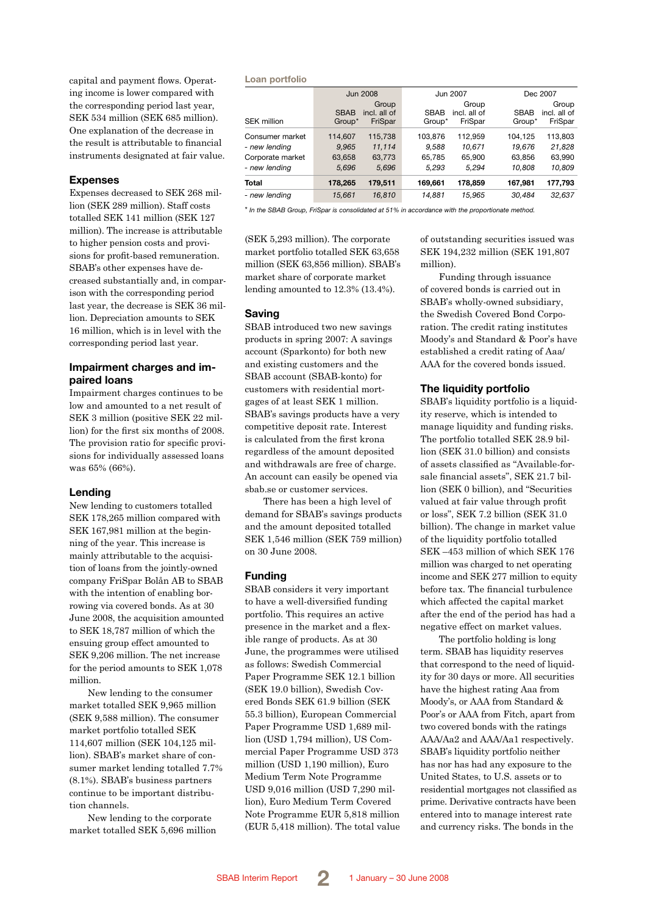capital and payment flows. Operating income is lower compared with the corresponding period last year, SEK 534 million (SEK 685 million). One explanation of the decrease in the result is attributable to financial instruments designated at fair value.

### Expenses

Expenses decreased to SEK 268 million (SEK 289 million). Staff costs totalled SEK 141 million (SEK 127 million). The increase is attributable to higher pension costs and provisions for profit-based remuneration. SBAB's other expenses have decreased substantially and, in comparison with the corresponding period last year, the decrease is SEK 36 million. Depreciation amounts to SEK 16 million, which is in level with the corresponding period last year.

### Impairment charges and impaired loans

Impairment charges continues to be low and amounted to a net result of SEK 3 million (positive SEK 22 million) for the first six months of 2008. The provision ratio for specific provisions for individually assessed loans was 65% (66%).

### Lending

New lending to customers totalled SEK 178,265 million compared with SEK 167,981 million at the beginning of the year. This increase is mainly attributable to the acquisition of loans from the jointly-owned company FriSpar Bolån AB to SBAB with the intention of enabling borrowing via covered bonds. As at 30 June 2008, the acquisition amounted to SEK 18,787 million of which the ensuing group effect amounted to SEK 9,206 million. The net increase for the period amounts to SEK 1,078 million.

New lending to the consumer market totalled SEK 9,965 million (SEK 9,588 million). The consumer market portfolio totalled SEK 114,607 million (SEK 104,125 million). SBAB's market share of consumer market lending totalled 7.7% (8.1%). SBAB's business partners continue to be important distribution channels.

New lending to the corporate market totalled SEK 5,696 million (SEK 5,293 million). The corporate market portfolio totalled SEK 63,658 million (SEK 63,856 million). SBAB's market share of corporate market lending amounted to 12.3% (13.4%).

**Loan portfolio**

| SEK million | Jun 2008 | | Jun 2007 | | Dec 2007 | |
|---|---|---|---|---|---|---|
| | SBAB Group* | Group incl. all of FriSpar | SBAB Group* | Group incl. all of FriSpar | SBAB Group* | Group incl. all of FriSpar |
| Consumer market | 114,607 | 115,738 | 103,876 | 112,959 | 104,125 | 113,803 |
| *- new lending* | *9,965* | *11,114* | *9,588* | *10,671* | *19,676* | *21,828* |
| Corporate market | 63,658 | 63,773 | 65,785 | 65,900 | 63,856 | 63,990 |
| *- new lending* | *5,696* | *5,696* | *5,293* | *5,294* | *10,808* | *10,809* |
| **Total** | **178,265** | **179,511** | **169,661** | **178,859** | **167,981** | **177,793** |
| *- new lending* | *15,661* | *16,810* | *14,881* | *15,965* | *30,484* | *32,637* |

*\* In the SBAB Group, FriSpar is consolidated at 51% in accordance with the proportionate method.*

### Saving

SBAB introduced two new savings products in spring 2007: A savings account (Sparkonto) for both new and existing customers and the SBAB account (SBAB-konto) for customers with residential mortgages of at least SEK 1 million. SBAB's savings products have a very competitive deposit rate. Interest is calculated from the first krona regardless of the amount deposited and withdrawals are free of charge. An account can easily be opened via sbab.se or customer services.

There has been a high level of demand for SBAB's savings products and the amount deposited totalled SEK 1,546 million (SEK 759 million) on 30 June 2008.

### Funding

SBAB considers it very important to have a well-diversified funding portfolio. This requires an active presence in the market and a flexible range of products. As at 30 June, the programmes were utilised as follows: Swedish Commercial Paper Programme SEK 12.1 billion (SEK 19.0 billion), Swedish Covered Bonds SEK 61.9 billion (SEK 55.3 billion), European Commercial Paper Programme USD 1,689 million (USD 1,794 million), US Commercial Paper Programme USD 373 million (USD 1,190 million), Euro Medium Term Note Programme USD 9,016 million (USD 7,290 million), Euro Medium Term Covered Note Programme EUR 5,818 million (EUR 5,418 million). The total value of outstanding securities issued was SEK 194,232 million (SEK 191,807 million).

Funding through issuance of covered bonds is carried out in SBAB's wholly-owned subsidiary, the Swedish Covered Bond Corporation. The credit rating institutes Moody's and Standard & Poor's have established a credit rating of Aaa/AAA for the covered bonds issued.

### The liquidity portfolio

SBAB's liquidity portfolio is a liquidity reserve, which is intended to manage liquidity and funding risks. The portfolio totalled SEK 28.9 billion (SEK 31.0 billion) and consists of assets classified as "Available-for-sale financial assets", SEK 21.7 billion (SEK 0 billion), and "Securities valued at fair value through profit or loss", SEK 7.2 billion (SEK 31.0 billion). The change in market value of the liquidity portfolio totalled SEK –453 million of which SEK 176 million was charged to net operating income and SEK 277 million to equity before tax. The financial turbulence which affected the capital market after the end of the period has had a negative effect on market values.

The portfolio holding is long term. SBAB has liquidity reserves that correspond to the need of liquidity for 30 days or more. All securities have the highest rating Aaa from Moody's, or AAA from Standard & Poor's or AAA from Fitch, apart from two covered bonds with the ratings AAA/Aa2 and AAA/Aa1 respectively. SBAB's liquidity portfolio neither has nor has had any exposure to the United States, to U.S. assets or to residential mortgages not classified as prime. Derivative contracts have been entered into to manage interest rate and currency risks. The bonds in the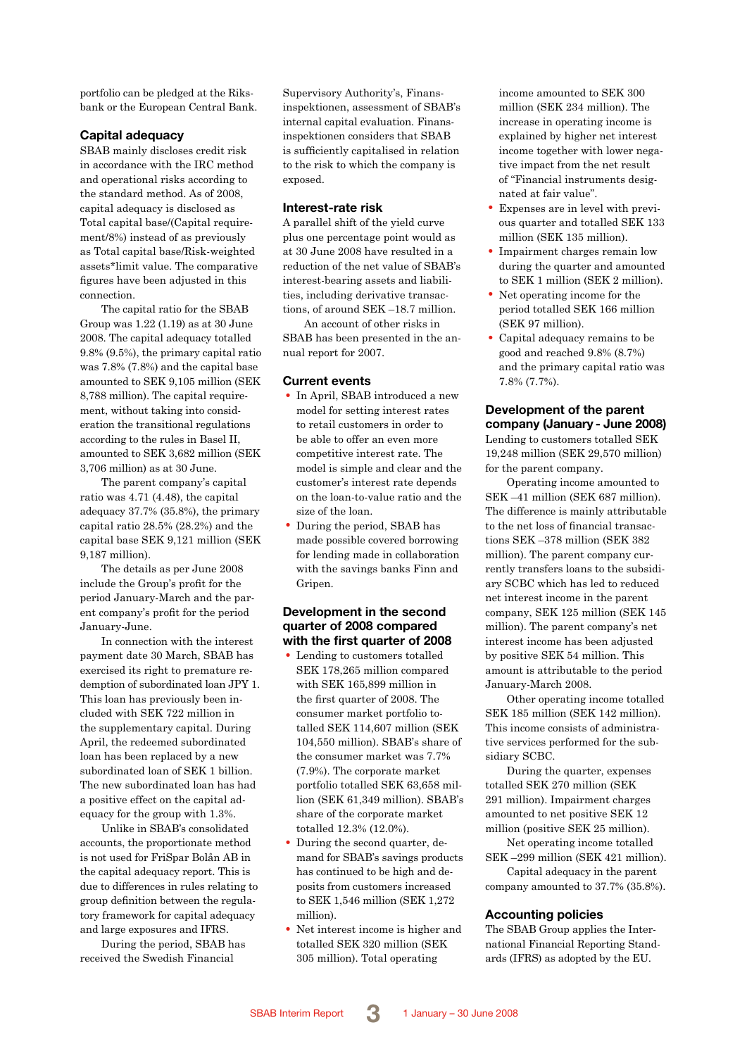portfolio can be pledged at the Riksbank or the European Central Bank.

## Capital adequacy

SBAB mainly discloses credit risk in accordance with the IRC method and operational risks according to the standard method. As of 2008, capital adequacy is disclosed as Total capital base/(Capital requirement/8%) instead of as previously as Total capital base/Risk-weighted assets*limit value. The comparative figures have been adjusted in this connection.

The capital ratio for the SBAB Group was 1.22 (1.19) as at 30 June 2008. The capital adequacy totalled 9.8% (9.5%), the primary capital ratio was 7.8% (7.8%) and the capital base amounted to SEK 9,105 million (SEK 8,788 million). The capital requirement, without taking into consideration the transitional regulations according to the rules in Basel II, amounted to SEK 3,682 million (SEK 3,706 million) as at 30 June.

The parent company's capital ratio was 4.71 (4.48), the capital adequacy 37.7% (35.8%), the primary capital ratio 28.5% (28.2%) and the capital base SEK 9,121 million (SEK 9,187 million).

The details as per June 2008 include the Group's profit for the period January-March and the parent company's profit for the period January-June.

In connection with the interest payment date 30 March, SBAB has exercised its right to premature redemption of subordinated loan JPY 1. This loan has previously been included with SEK 722 million in the supplementary capital. During April, the redeemed subordinated loan has been replaced by a new subordinated loan of SEK 1 billion. The new subordinated loan has had a positive effect on the capital adequacy for the group with 1.3%.

Unlike in SBAB's consolidated accounts, the proportionate method is not used for FriSpar Bolån AB in the capital adequacy report. This is due to differences in rules relating to group definition between the regulatory framework for capital adequacy and large exposures and IFRS.

During the period, SBAB has received the Swedish Financial Supervisory Authority's, Finansinspektionen, assessment of SBAB's internal capital evaluation. Finansinspektionen considers that SBAB is sufficiently capitalised in relation to the risk to which the company is exposed.

## Interest-rate risk

A parallel shift of the yield curve plus one percentage point would as at 30 June 2008 have resulted in a reduction of the net value of SBAB's interest-bearing assets and liabilities, including derivative transactions, of around SEK –18.7 million.

An account of other risks in SBAB has been presented in the annual report for 2007.

## Current events

- In April, SBAB introduced a new model for setting interest rates to retail customers in order to be able to offer an even more competitive interest rate. The model is simple and clear and the customer's interest rate depends on the loan-to-value ratio and the size of the loan.
- During the period, SBAB has made possible covered borrowing for lending made in collaboration with the savings banks Finn and Gripen.

## Development in the second quarter of 2008 compared with the first quarter of 2008

- Lending to customers totalled SEK 178,265 million compared with SEK 165,899 million in the first quarter of 2008. The consumer market portfolio totalled SEK 114,607 million (SEK 104,550 million). SBAB's share of the consumer market was 7.7% (7.9%). The corporate market portfolio totalled SEK 63,658 million (SEK 61,349 million). SBAB's share of the corporate market totalled 12.3% (12.0%).
- During the second quarter, demand for SBAB's savings products has continued to be high and deposits from customers increased to SEK 1,546 million (SEK 1,272 million).
- Net interest income is higher and totalled SEK 320 million (SEK 305 million). Total operating income amounted to SEK 300 million (SEK 234 million). The increase in operating income is explained by higher net interest income together with lower negative impact from the net result of "Financial instruments designated at fair value".
- Expenses are in level with previous quarter and totalled SEK 133 million (SEK 135 million).
- Impairment charges remain low during the quarter and amounted to SEK 1 million (SEK 2 million).
- Net operating income for the period totalled SEK 166 million (SEK 97 million).
- Capital adequacy remains to be good and reached 9.8% (8.7%) and the primary capital ratio was 7.8% (7.7%).

## Development of the parent company (January - June 2008)

Lending to customers totalled SEK 19,248 million (SEK 29,570 million) for the parent company.

Operating income amounted to SEK –41 million (SEK 687 million). The difference is mainly attributable to the net loss of financial transactions SEK –378 million (SEK 382 million). The parent company currently transfers loans to the subsidiary SCBC which has led to reduced net interest income in the parent company, SEK 125 million (SEK 145 million). The parent company's net interest income has been adjusted by positive SEK 54 million. This amount is attributable to the period January-March 2008.

Other operating income totalled SEK 185 million (SEK 142 million). This income consists of administrative services performed for the subsidiary SCBC.

During the quarter, expenses totalled SEK 270 million (SEK 291 million). Impairment charges amounted to net positive SEK 12 million (positive SEK 25 million).

Net operating income totalled SEK –299 million (SEK 421 million).

Capital adequacy in the parent company amounted to 37.7% (35.8%).

## Accounting policies

The SBAB Group applies the International Financial Reporting Standards (IFRS) as adopted by the EU.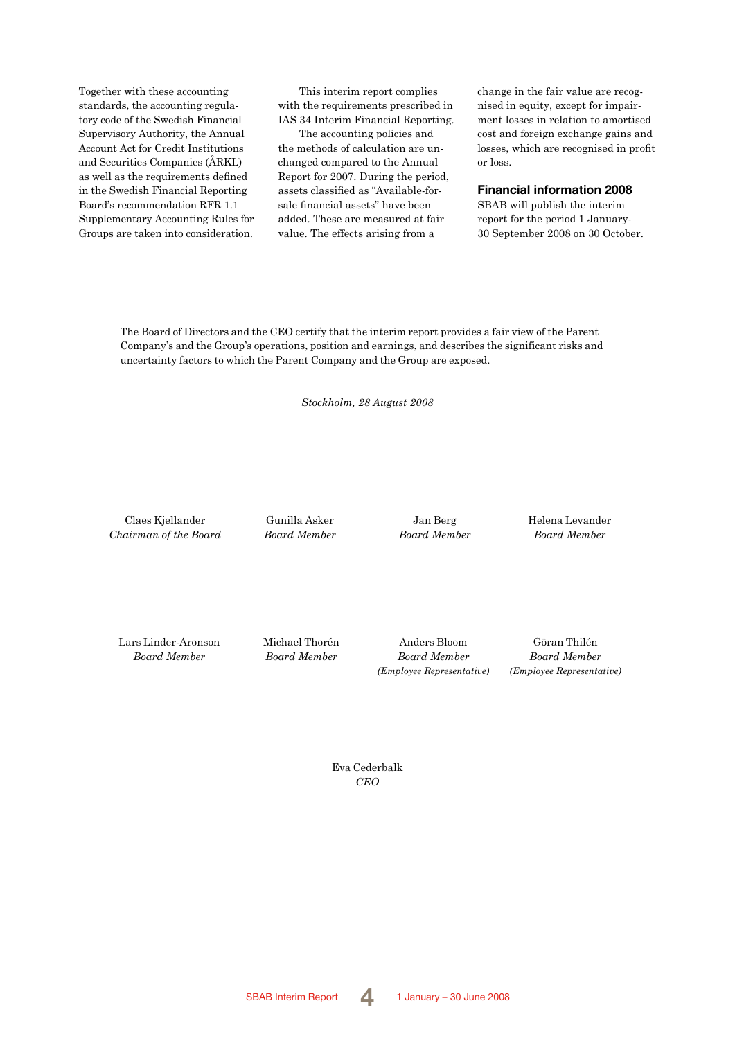Together with these accounting standards, the accounting regulatory code of the Swedish Financial Supervisory Authority, the Annual Account Act for Credit Institutions and Securities Companies (ÅRKL) as well as the requirements defined in the Swedish Financial Reporting Board's recommendation RFR 1.1 Supplementary Accounting Rules for Groups are taken into consideration.

This interim report complies with the requirements prescribed in IAS 34 Interim Financial Reporting.

The accounting policies and the methods of calculation are unchanged compared to the Annual Report for 2007. During the period, assets classified as "Available-for-sale financial assets" have been added. These are measured at fair value. The effects arising from a change in the fair value are recognised in equity, except for impairment losses in relation to amortised cost and foreign exchange gains and losses, which are recognised in profit or loss.

### Financial information 2008

SBAB will publish the interim report for the period 1 January-30 September 2008 on 30 October.

The Board of Directors and the CEO certify that the interim report provides a fair view of the Parent Company's and the Group's operations, position and earnings, and describes the significant risks and uncertainty factors to which the Parent Company and the Group are exposed.

*Stockholm, 28 August 2008*

Claes Kjellander
*Chairman of the Board*

Gunilla Asker
*Board Member*

Jan Berg
*Board Member*

Helena Levander
*Board Member*

Lars Linder-Aronson
*Board Member*

Michael Thorén
*Board Member*

Anders Bloom
*Board Member*
*(Employee Representative)*

Göran Thilén
*Board Member*
*(Employee Representative)*

Eva Cederbalk
*CEO*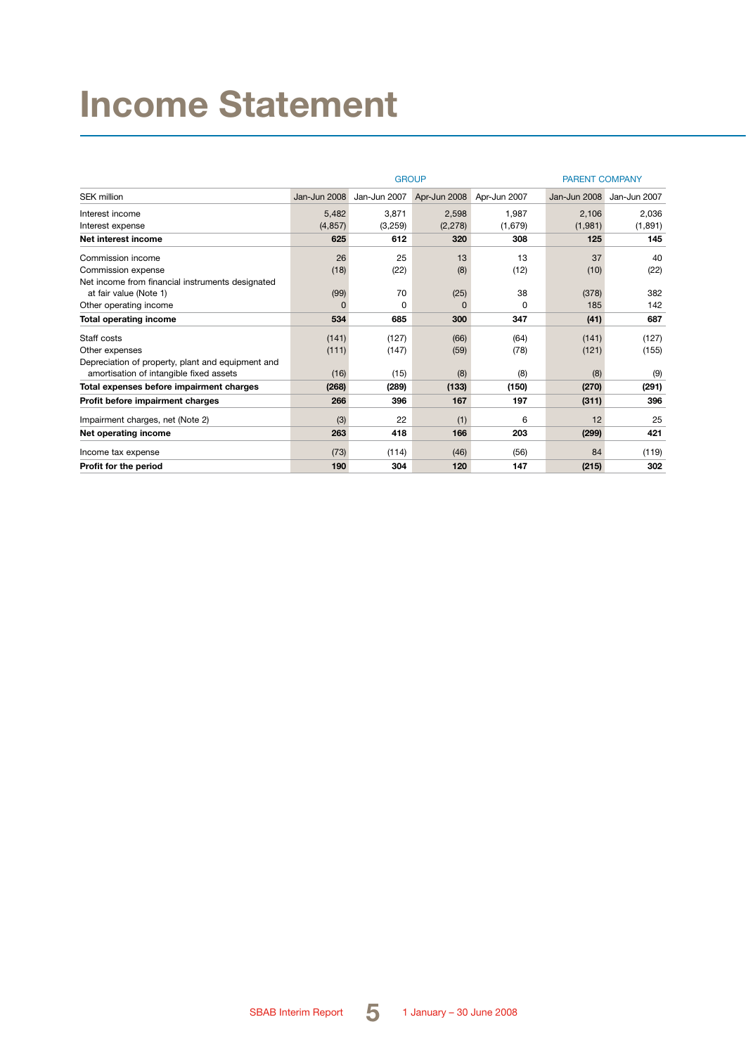# Income Statement

| | GROUP | | | | PARENT COMPANY | |
|---|---|---|---|---|---|---|
| SEK million | Jan-Jun 2008 | Jan-Jun 2007 | Apr-Jun 2008 | Apr-Jun 2007 | Jan-Jun 2008 | Jan-Jun 2007 |
| Interest income | 5,482 | 3,871 | 2,598 | 1,987 | 2,106 | 2,036 |
| Interest expense | (4,857) | (3,259) | (2,278) | (1,679) | (1,981) | (1,891) |
| **Net interest income** | **625** | **612** | **320** | **308** | **125** | **145** |
| Commission income | 26 | 25 | 13 | 13 | 37 | 40 |
| Commission expense | (18) | (22) | (8) | (12) | (10) | (22) |
| Net income from financial instruments designated at fair value (Note 1) | (99) | 70 | (25) | 38 | (378) | 382 |
| Other operating income | 0 | 0 | 0 | 0 | 185 | 142 |
| **Total operating income** | **534** | **685** | **300** | **347** | **(41)** | **687** |
| Staff costs | (141) | (127) | (66) | (64) | (141) | (127) |
| Other expenses | (111) | (147) | (59) | (78) | (121) | (155) |
| Depreciation of property, plant and equipment and amortisation of intangible fixed assets | (16) | (15) | (8) | (8) | (8) | (9) |
| **Total expenses before impairment charges** | **(268)** | **(289)** | **(133)** | **(150)** | **(270)** | **(291)** |
| **Profit before impairment charges** | **266** | **396** | **167** | **197** | **(311)** | **396** |
| Impairment charges, net (Note 2) | (3) | 22 | (1) | 6 | 12 | 25 |
| **Net operating income** | **263** | **418** | **166** | **203** | **(299)** | **421** |
| Income tax expense | (73) | (114) | (46) | (56) | 84 | (119) |
| **Profit for the period** | **190** | **304** | **120** | **147** | **(215)** | **302** |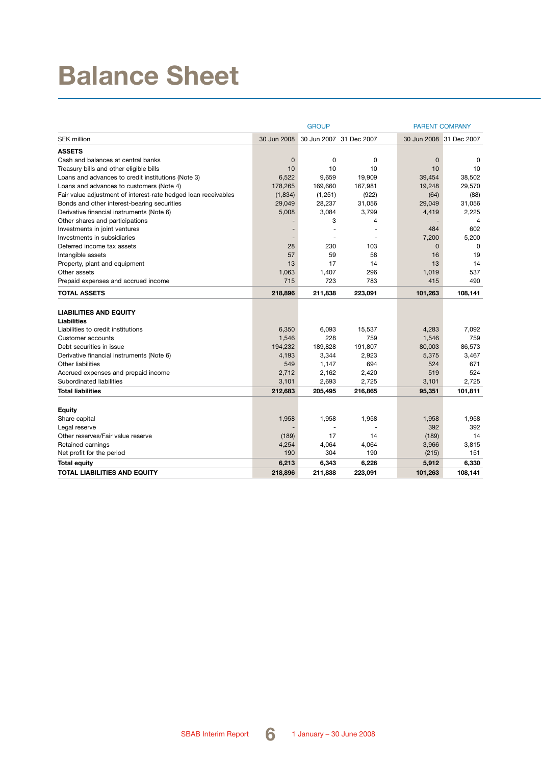# Balance Sheet

| SEK million | GROUP | | | PARENT COMPANY | |
|---|---|---|---|---|---|
| | 30 Jun 2008 | 30 Jun 2007 | 31 Dec 2007 | 30 Jun 2008 | 31 Dec 2007 |
| **ASSETS** | | | | | |
| Cash and balances at central banks | 0 | 0 | 0 | 0 | 0 |
| Treasury bills and other eligible bills | 10 | 10 | 10 | 10 | 10 |
| Loans and advances to credit institutions (Note 3) | 6,522 | 9,659 | 19,909 | 39,454 | 38,502 |
| Loans and advances to customers (Note 4) | 178,265 | 169,660 | 167,981 | 19,248 | 29,570 |
| Fair value adjustment of interest-rate hedged loan receivables | (1,834) | (1,251) | (922) | (64) | (88) |
| Bonds and other interest-bearing securities | 29,049 | 28,237 | 31,056 | 29,049 | 31,056 |
| Derivative financial instruments (Note 6) | 5,008 | 3,084 | 3,799 | 4,419 | 2,225 |
| Other shares and participations | - | 3 | 4 | - | 4 |
| Investments in joint ventures | - | - | - | 484 | 602 |
| Investments in subsidiaries | - | - | - | 7,200 | 5,200 |
| Deferred income tax assets | 28 | 230 | 103 | 0 | 0 |
| Intangible assets | 57 | 59 | 58 | 16 | 19 |
| Property, plant and equipment | 13 | 17 | 14 | 13 | 14 |
| Other assets | 1,063 | 1,407 | 296 | 1,019 | 537 |
| Prepaid expenses and accrued income | 715 | 723 | 783 | 415 | 490 |
| **TOTAL ASSETS** | **218,896** | **211,838** | **223,091** | **101,263** | **108,141** |
| | | | | | |
| **LIABILITIES AND EQUITY** | | | | | |
| **Liabilities** | | | | | |
| Liabilities to credit institutions | 6,350 | 6,093 | 15,537 | 4,283 | 7,092 |
| Customer accounts | 1,546 | 228 | 759 | 1,546 | 759 |
| Debt securities in issue | 194,232 | 189,828 | 191,807 | 80,003 | 86,573 |
| Derivative financial instruments (Note 6) | 4,193 | 3,344 | 2,923 | 5,375 | 3,467 |
| Other liabilities | 549 | 1,147 | 694 | 524 | 671 |
| Accrued expenses and prepaid income | 2,712 | 2,162 | 2,420 | 519 | 524 |
| Subordinated liabilities | 3,101 | 2,693 | 2,725 | 3,101 | 2,725 |
| **Total liabilities** | **212,683** | **205,495** | **216,865** | **95,351** | **101,811** |
| | | | | | |
| **Equity** | | | | | |
| Share capital | 1,958 | 1,958 | 1,958 | 1,958 | 1,958 |
| Legal reserve | - | - | - | 392 | 392 |
| Other reserves/Fair value reserve | (189) | 17 | 14 | (189) | 14 |
| Retained earnings | 4,254 | 4,064 | 4,064 | 3,966 | 3,815 |
| Net profit for the period | 190 | 304 | 190 | (215) | 151 |
| **Total equity** | **6,213** | **6,343** | **6,226** | **5,912** | **6,330** |
| **TOTAL LIABILITIES AND EQUITY** | **218,896** | **211,838** | **223,091** | **101,263** | **108,141** |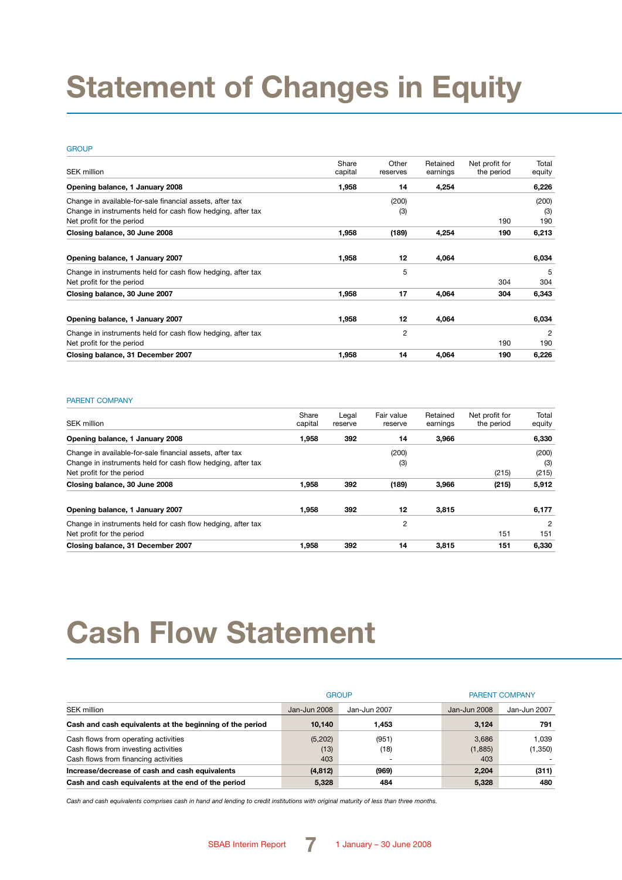# Statement of Changes in Equity

GROUP

| SEK million | Share capital | Other reserves | Retained earnings | Net profit for the period | Total equity |
|---|---|---|---|---|---|
| **Opening balance, 1 January 2008** | **1,958** | **14** | **4,254** | | **6,226** |
| Change in available-for-sale financial assets, after tax | | (200) | | | (200) |
| Change in instruments held for cash flow hedging, after tax | | (3) | | | (3) |
| Net profit for the period | | | | 190 | 190 |
| **Closing balance, 30 June 2008** | **1,958** | **(189)** | **4,254** | **190** | **6,213** |
| | | | | | |
| **Opening balance, 1 January 2007** | **1,958** | **12** | **4,064** | | **6,034** |
| Change in instruments held for cash flow hedging, after tax | | 5 | | | 5 |
| Net profit for the period | | | | 304 | 304 |
| **Closing balance, 30 June 2007** | **1,958** | **17** | **4,064** | **304** | **6,343** |
| | | | | | |
| **Opening balance, 1 January 2007** | **1,958** | **12** | **4,064** | | **6,034** |
| Change in instruments held for cash flow hedging, after tax | | 2 | | | 2 |
| Net profit for the period | | | | 190 | 190 |
| **Closing balance, 31 December 2007** | **1,958** | **14** | **4,064** | **190** | **6,226** |

PARENT COMPANY

| SEK million | Share capital | Legal reserve | Fair value reserve | Retained earnings | Net profit for the period | Total equity |
|---|---|---|---|---|---|---|
| **Opening balance, 1 January 2008** | **1,958** | **392** | **14** | **3,966** | | **6,330** |
| Change in available-for-sale financial assets, after tax | | | (200) | | | (200) |
| Change in instruments held for cash flow hedging, after tax | | | (3) | | | (3) |
| Net profit for the period | | | | | (215) | (215) |
| **Closing balance, 30 June 2008** | **1,958** | **392** | **(189)** | **3,966** | **(215)** | **5,912** |
| | | | | | | |
| **Opening balance, 1 January 2007** | **1,958** | **392** | **12** | **3,815** | | **6,177** |
| Change in instruments held for cash flow hedging, after tax | | | 2 | | | 2 |
| Net profit for the period | | | | | 151 | 151 |
| **Closing balance, 31 December 2007** | **1,958** | **392** | **14** | **3,815** | **151** | **6,330** |

# Cash Flow Statement

| | GROUP | | PARENT COMPANY | |
|---|---|---|---|---|
| SEK million | Jan-Jun 2008 | Jan-Jun 2007 | Jan-Jun 2008 | Jan-Jun 2007 |
| **Cash and cash equivalents at the beginning of the period** | **10,140** | **1,453** | **3,124** | **791** |
| Cash flows from operating activities | (5,202) | (951) | 3,686 | 1,039 |
| Cash flows from investing activities | (13) | (18) | (1,885) | (1,350) |
| Cash flows from financing activities | 403 | - | 403 | - |
| **Increase/decrease of cash and cash equivalents** | **(4,812)** | **(969)** | **2,204** | **(311)** |
| **Cash and cash equivalents at the end of the period** | **5,328** | **484** | **5,328** | **480** |

*Cash and cash equivalents comprises cash in hand and lending to credit institutions with original maturity of less than three months.*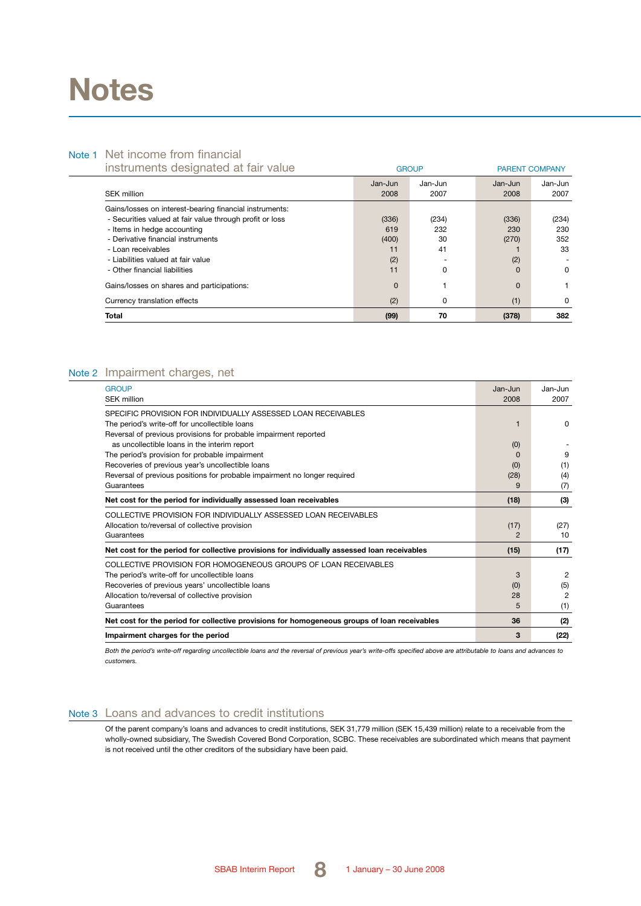# Notes

## Note 1 Net income from financial instruments designated at fair value

| SEK million | GROUP Jan-Jun 2008 | GROUP Jan-Jun 2007 | PARENT COMPANY Jan-Jun 2008 | PARENT COMPANY Jan-Jun 2007 |
|---|---|---|---|---|
| Gains/losses on interest-bearing financial instruments: | | | | |
| - Securities valued at fair value through profit or loss | (336) | (234) | (336) | (234) |
| - Items in hedge accounting | 619 | 232 | 230 | 230 |
| - Derivative financial instruments | (400) | 30 | (270) | 352 |
| - Loan receivables | 11 | 41 | 1 | 33 |
| - Liabilities valued at fair value | (2) | - | (2) | - |
| - Other financial liabilities | 11 | 0 | 0 | 0 |
| Gains/losses on shares and participations: | 0 | 1 | 0 | 1 |
| Currency translation effects | (2) | 0 | (1) | 0 |
| **Total** | **(99)** | **70** | **(378)** | **382** |

## Note 2 Impairment charges, net

| GROUP<br>SEK million | Jan-Jun 2008 | Jan-Jun 2007 |
|---|---|---|
| SPECIFIC PROVISION FOR INDIVIDUALLY ASSESSED LOAN RECEIVABLES | | |
| The period's write-off for uncollectible loans | 1 | 0 |
| Reversal of previous provisions for probable impairment reported as uncollectible loans in the interim report | (0) | - |
| The period's provision for probable impairment | 0 | 9 |
| Recoveries of previous year's uncollectible loans | (0) | (1) |
| Reversal of previous positions for probable impairment no longer required | (28) | (4) |
| Guarantees | 9 | (7) |
| **Net cost for the period for individually assessed loan receivables** | **(18)** | **(3)** |
| COLLECTIVE PROVISION FOR INDIVIDUALLY ASSESSED LOAN RECEIVABLES | | |
| Allocation to/reversal of collective provision | (17) | (27) |
| Guarantees | 2 | 10 |
| **Net cost for the period for collective provisions for individually assessed loan receivables** | **(15)** | **(17)** |
| COLLECTIVE PROVISION FOR HOMOGENEOUS GROUPS OF LOAN RECEIVABLES | | |
| The period's write-off for uncollectible loans | 3 | 2 |
| Recoveries of previous years' uncollectible loans | (0) | (5) |
| Allocation to/reversal of collective provision | 28 | 2 |
| Guarantees | 5 | (1) |
| **Net cost for the period for collective provisions for homogeneous groups of loan receivables** | **36** | **(2)** |
| **Impairment charges for the period** | **3** | **(22)** |

*Both the period's write-off regarding uncollectible loans and the reversal of previous year's write-offs specified above are attributable to loans and advances to customers.*

## Note 3 Loans and advances to credit institutions

Of the parent company's loans and advances to credit institutions, SEK 31,779 million (SEK 15,439 million) relate to a receivable from the wholly-owned subsidiary, The Swedish Covered Bond Corporation, SCBC. These receivables are subordinated which means that payment is not received until the other creditors of the subsidiary have been paid.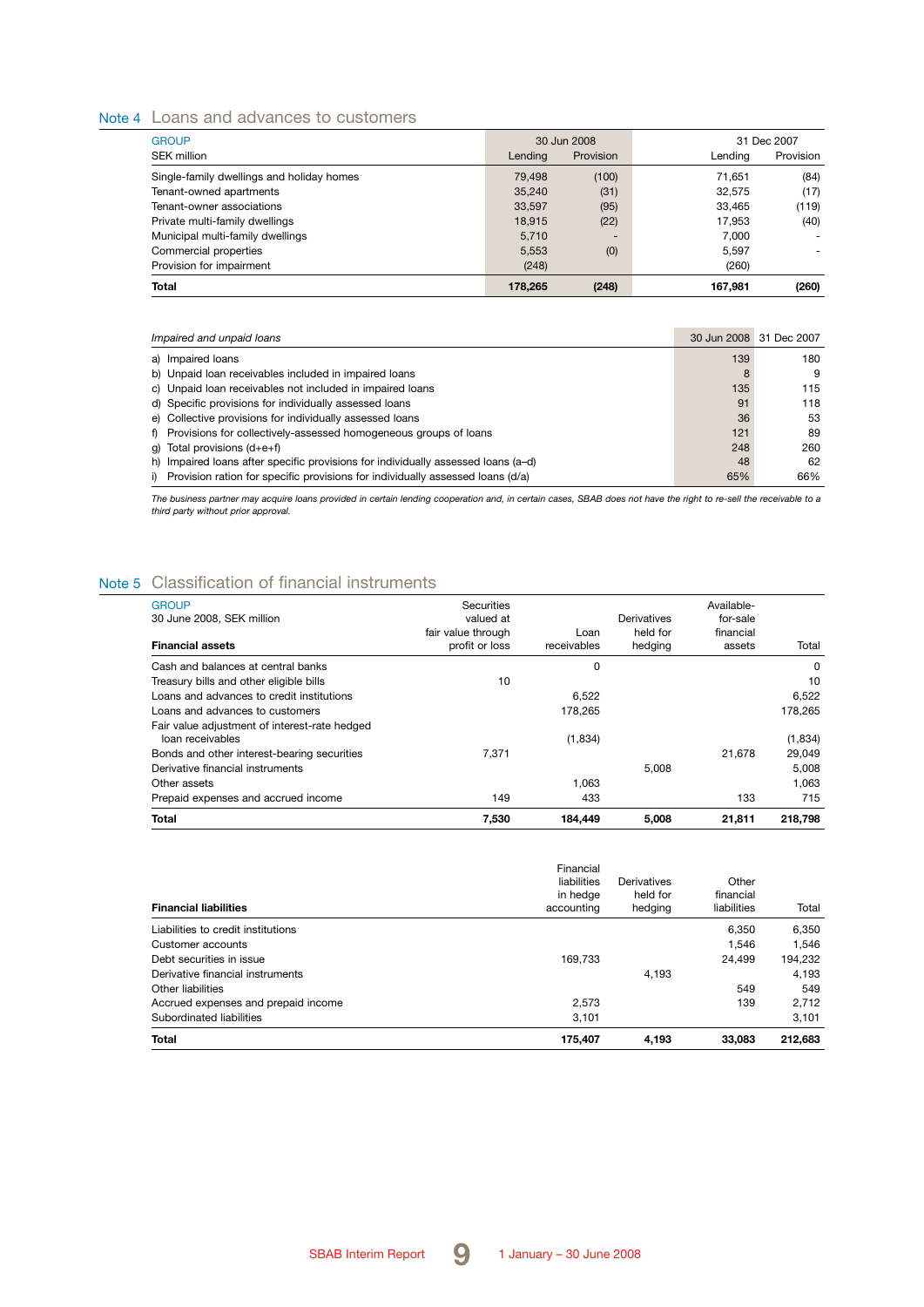## Note 4 Loans and advances to customers

| GROUP<br>SEK million | 30 Jun 2008<br>Lending | 30 Jun 2008<br>Provision | 31 Dec 2007<br>Lending | 31 Dec 2007<br>Provision |
|---|---|---|---|---|
| Single-family dwellings and holiday homes | 79,498 | (100) | 71,651 | (84) |
| Tenant-owned apartments | 35,240 | (31) | 32,575 | (17) |
| Tenant-owner associations | 33,597 | (95) | 33,465 | (119) |
| Private multi-family dwellings | 18,915 | (22) | 17,953 | (40) |
| Municipal multi-family dwellings | 5,710 | - | 7,000 | - |
| Commercial properties | 5,553 | (0) | 5,597 | - |
| Provision for impairment | (248) | | (260) | |
| **Total** | **178,265** | **(248)** | **167,981** | **(260)** |

| *Impaired and unpaid loans* | 30 Jun 2008 | 31 Dec 2007 |
|---|---|---|
| a) Impaired loans | 139 | 180 |
| b) Unpaid loan receivables included in impaired loans | 8 | 9 |
| c) Unpaid loan receivables not included in impaired loans | 135 | 115 |
| d) Specific provisions for individually assessed loans | 91 | 118 |
| e) Collective provisions for individually assessed loans | 36 | 53 |
| f) Provisions for collectively-assessed homogeneous groups of loans | 121 | 89 |
| g) Total provisions (d+e+f) | 248 | 260 |
| h) Impaired loans after specific provisions for individually assessed loans (a–d) | 48 | 62 |
| i) Provision ration for specific provisions for individually assessed loans (d/a) | 65% | 66% |

*The business partner may acquire loans provided in certain lending cooperation and, in certain cases, SBAB does not have the right to re-sell the receivable to a third party without prior approval.*

## Note 5 Classification of financial instruments

| GROUP<br>30 June 2008, SEK million<br>**Financial assets** | Securities valued at fair value through profit or loss | Loan receivables | Derivatives held for hedging | Available-for-sale financial assets | Total |
|---|---|---|---|---|---|
| Cash and balances at central banks | | 0 | | | 0 |
| Treasury bills and other eligible bills | 10 | | | | 10 |
| Loans and advances to credit institutions | | 6,522 | | | 6,522 |
| Loans and advances to customers | | 178,265 | | | 178,265 |
| Fair value adjustment of interest-rate hedged loan receivables | | (1,834) | | | (1,834) |
| Bonds and other interest-bearing securities | 7,371 | | | 21,678 | 29,049 |
| Derivative financial instruments | | | 5,008 | | 5,008 |
| Other assets | | 1,063 | | | 1,063 |
| Prepaid expenses and accrued income | 149 | 433 | | 133 | 715 |
| **Total** | **7,530** | **184,449** | **5,008** | **21,811** | **218,798** |

| **Financial liabilities** | Financial liabilities in hedge accounting | Derivatives held for hedging | Other financial liabilities | Total |
|---|---|---|---|---|
| Liabilities to credit institutions | | | 6,350 | 6,350 |
| Customer accounts | | | 1,546 | 1,546 |
| Debt securities in issue | 169,733 | | 24,499 | 194,232 |
| Derivative financial instruments | | 4,193 | | 4,193 |
| Other liabilities | | | 549 | 549 |
| Accrued expenses and prepaid income | 2,573 | | 139 | 2,712 |
| Subordinated liabilities | 3,101 | | | 3,101 |
| **Total** | **175,407** | **4,193** | **33,083** | **212,683** |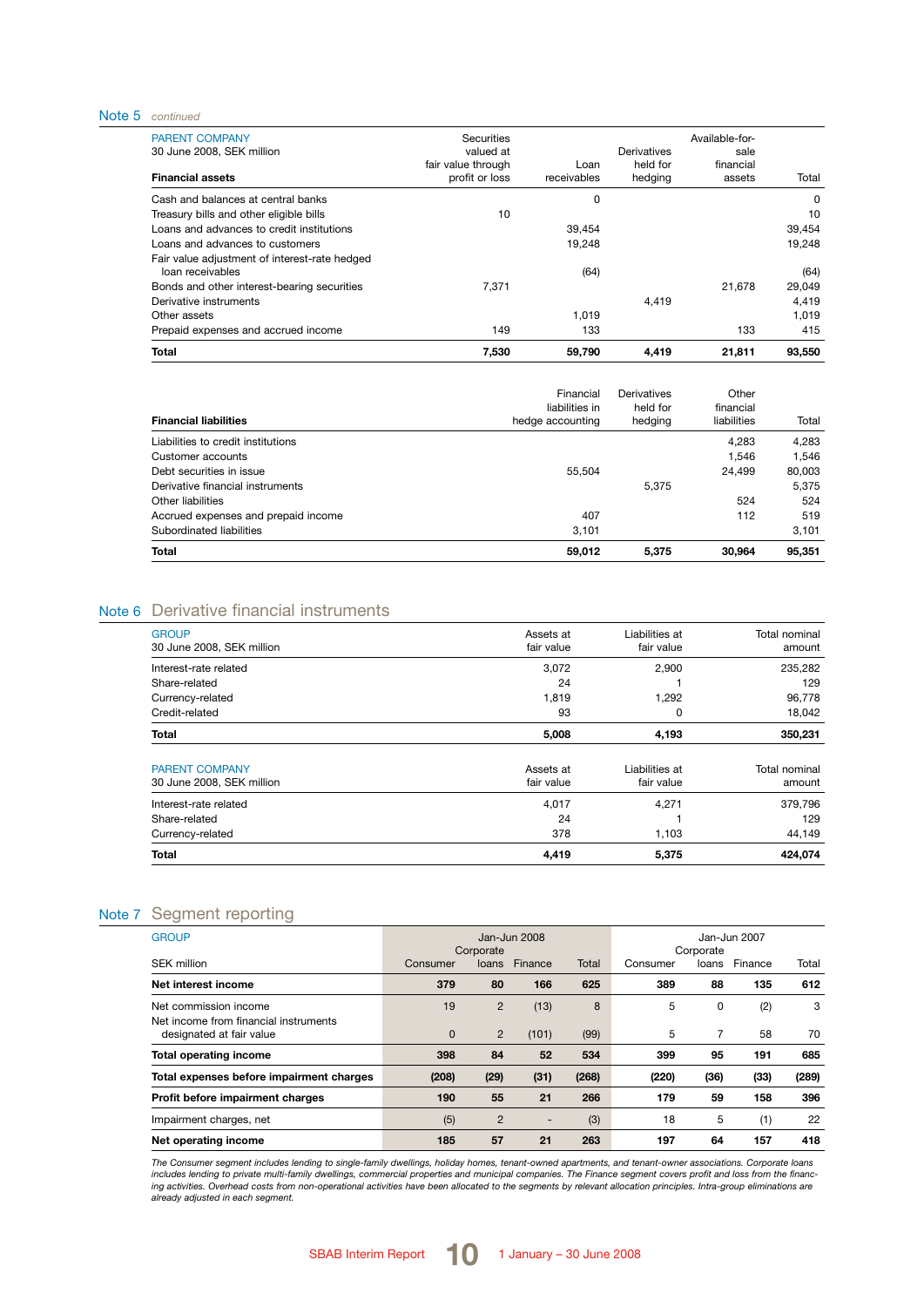## Note 5 *continued*

| PARENT COMPANY<br>30 June 2008, SEK million<br>**Financial assets** | Securities valued at fair value through profit or loss | Loan receivables | Derivatives held for hedging | Available-for-sale financial assets | Total |
|---|---|---|---|---|---|
| Cash and balances at central banks | | 0 | | | 0 |
| Treasury bills and other eligible bills | 10 | | | | 10 |
| Loans and advances to credit institutions | | 39,454 | | | 39,454 |
| Loans and advances to customers | | 19,248 | | | 19,248 |
| Fair value adjustment of interest-rate hedged loan receivables | | (64) | | | (64) |
| Bonds and other interest-bearing securities | 7,371 | | | 21,678 | 29,049 |
| Derivative instruments | | | 4,419 | | 4,419 |
| Other assets | | 1,019 | | | 1,019 |
| Prepaid expenses and accrued income | 149 | 133 | | 133 | 415 |
| **Total** | **7,530** | **59,790** | **4,419** | **21,811** | **93,550** |

| **Financial liabilities** | Financial liabilities in hedge accounting | Derivatives held for hedging | Other financial liabilities | Total |
|---|---|---|---|---|
| Liabilities to credit institutions | | | 4,283 | 4,283 |
| Customer accounts | | | 1,546 | 1,546 |
| Debt securities in issue | 55,504 | | 24,499 | 80,003 |
| Derivative financial instruments | | 5,375 | | 5,375 |
| Other liabilities | | | 524 | 524 |
| Accrued expenses and prepaid income | 407 | | 112 | 519 |
| Subordinated liabilities | 3,101 | | | 3,101 |
| **Total** | **59,012** | **5,375** | **30,964** | **95,351** |

## Note 6 Derivative financial instruments

| GROUP<br>30 June 2008, SEK million | Assets at fair value | Liabilities at fair value | Total nominal amount |
|---|---|---|---|
| Interest-rate related | 3,072 | 2,900 | 235,282 |
| Share-related | 24 | 1 | 129 |
| Currency-related | 1,819 | 1,292 | 96,778 |
| Credit-related | 93 | 0 | 18,042 |
| **Total** | **5,008** | **4,193** | **350,231** |

| PARENT COMPANY<br>30 June 2008, SEK million | Assets at fair value | Liabilities at fair value | Total nominal amount |
|---|---|---|---|
| Interest-rate related | 4,017 | 4,271 | 379,796 |
| Share-related | 24 | 1 | 129 |
| Currency-related | 378 | 1,103 | 44,149 |
| **Total** | **4,419** | **5,375** | **424,074** |

## Note 7 Segment reporting

| GROUP | Jan-Jun 2008 | | | | Jan-Jun 2007 | | | |
|---|---|---|---|---|---|---|---|---|
| SEK million | Consumer | Corporate loans | Finance | Total | Consumer | Corporate loans | Finance | Total |
| **Net interest income** | **379** | **80** | **166** | **625** | **389** | **88** | **135** | **612** |
| Net commission income | 19 | 2 | (13) | 8 | 5 | 0 | (2) | 3 |
| Net income from financial instruments designated at fair value | 0 | 2 | (101) | (99) | 5 | 7 | 58 | 70 |
| **Total operating income** | **398** | **84** | **52** | **534** | **399** | **95** | **191** | **685** |
| **Total expenses before impairment charges** | **(208)** | **(29)** | **(31)** | **(268)** | **(220)** | **(36)** | **(33)** | **(289)** |
| **Profit before impairment charges** | **190** | **55** | **21** | **266** | **179** | **59** | **158** | **396** |
| Impairment charges, net | (5) | 2 | - | (3) | 18 | 5 | (1) | 22 |
| **Net operating income** | **185** | **57** | **21** | **263** | **197** | **64** | **157** | **418** |

*The Consumer segment includes lending to single-family dwellings, holiday homes, tenant-owned apartments, and tenant-owner associations. Corporate loans includes lending to private multi-family dwellings, commercial properties and municipal companies. The Finance segment covers profit and loss from the financing activities. Overhead costs from non-operational activities have been allocated to the segments by relevant allocation principles. Intra-group eliminations are already adjusted in each segment.*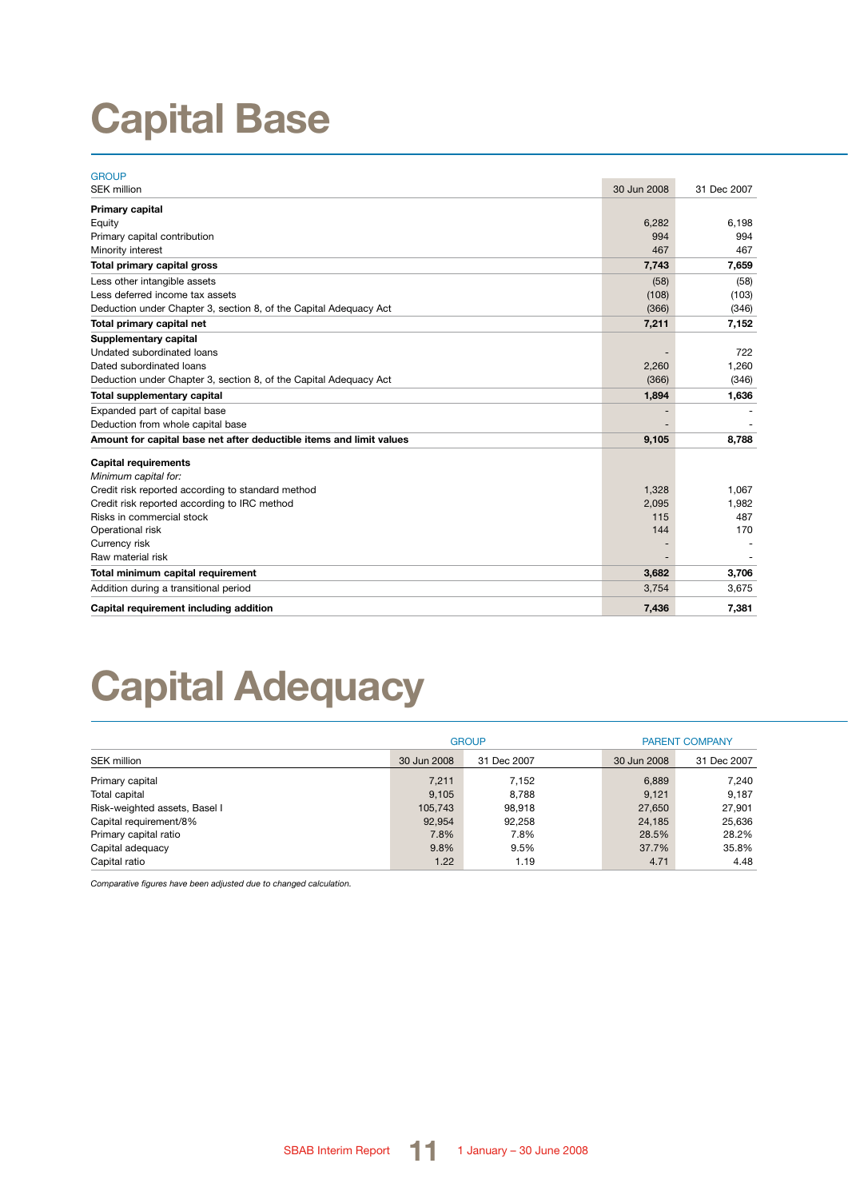# Capital Base

| GROUP<br>SEK million | 30 Jun 2008 | 31 Dec 2007 |
|---|---|---|
| **Primary capital** | | |
| Equity | 6,282 | 6,198 |
| Primary capital contribution | 994 | 994 |
| Minority interest | 467 | 467 |
| **Total primary capital gross** | **7,743** | **7,659** |
| Less other intangible assets | (58) | (58) |
| Less deferred income tax assets | (108) | (103) |
| Deduction under Chapter 3, section 8, of the Capital Adequacy Act | (366) | (346) |
| **Total primary capital net** | **7,211** | **7,152** |
| **Supplementary capital** | | |
| Undated subordinated loans | - | 722 |
| Dated subordinated loans | 2,260 | 1,260 |
| Deduction under Chapter 3, section 8, of the Capital Adequacy Act | (366) | (346) |
| **Total supplementary capital** | **1,894** | **1,636** |
| Expanded part of capital base | - | - |
| Deduction from whole capital base | - | - |
| **Amount for capital base net after deductible items and limit values** | **9,105** | **8,788** |
| **Capital requirements** | | |
| *Minimum capital for:* | | |
| Credit risk reported according to standard method | 1,328 | 1,067 |
| Credit risk reported according to IRC method | 2,095 | 1,982 |
| Risks in commercial stock | 115 | 487 |
| Operational risk | 144 | 170 |
| Currency risk | - | - |
| Raw material risk | - | - |
| **Total minimum capital requirement** | **3,682** | **3,706** |
| Addition during a transitional period | 3,754 | 3,675 |
| **Capital requirement including addition** | **7,436** | **7,381** |

# Capital Adequacy

| | GROUP | | PARENT COMPANY | |
|---|---|---|---|---|
| SEK million | 30 Jun 2008 | 31 Dec 2007 | 30 Jun 2008 | 31 Dec 2007 |
| Primary capital | 7,211 | 7,152 | 6,889 | 7,240 |
| Total capital | 9,105 | 8,788 | 9,121 | 9,187 |
| Risk-weighted assets, Basel I | 105,743 | 98,918 | 27,650 | 27,901 |
| Capital requirement/8% | 92,954 | 92,258 | 24,185 | 25,636 |
| Primary capital ratio | 7.8% | 7.8% | 28.5% | 28.2% |
| Capital adequacy | 9.8% | 9.5% | 37.7% | 35.8% |
| Capital ratio | 1.22 | 1.19 | 4.71 | 4.48 |

*Comparative figures have been adjusted due to changed calculation.*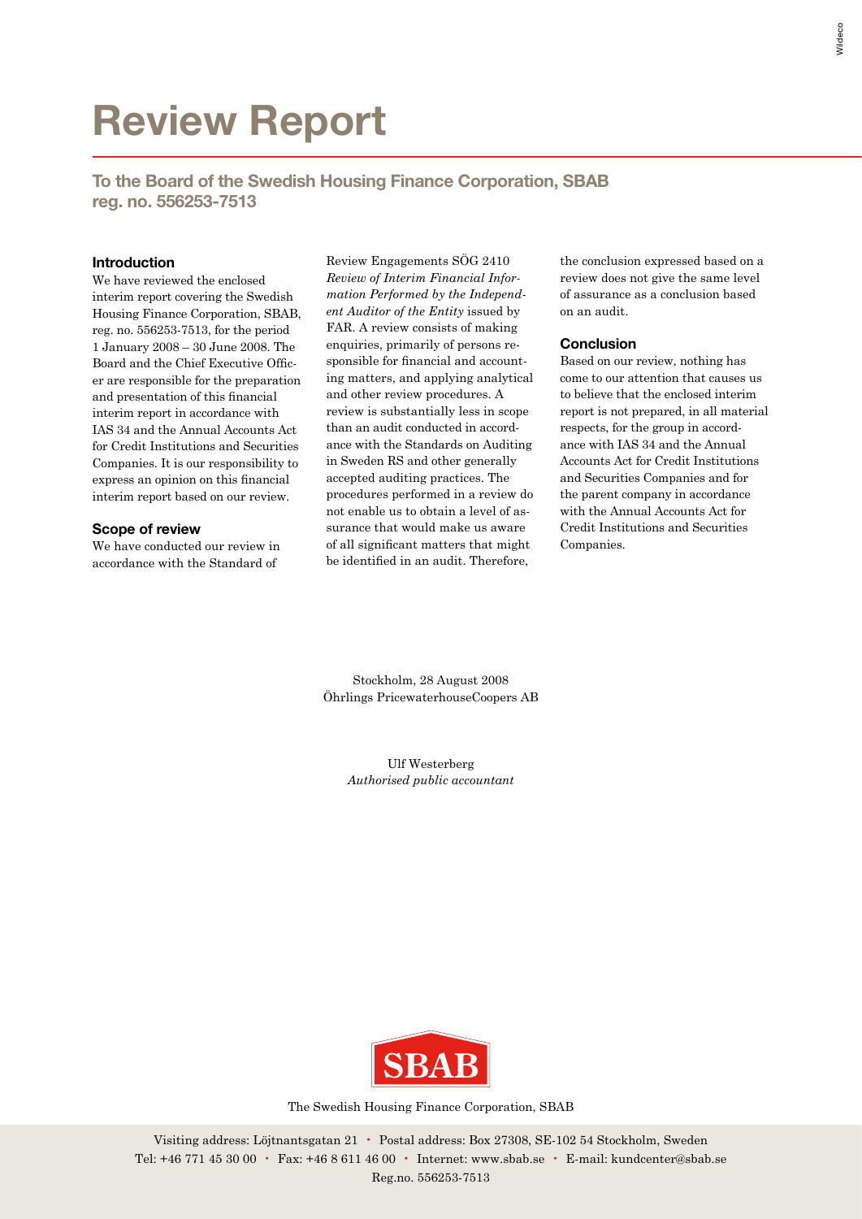# Review Report

## To the Board of the Swedish Housing Finance Corporation, SBAB reg. no. 556253-7513

### Introduction

We have reviewed the enclosed interim report covering the Swedish Housing Finance Corporation, SBAB, reg. no. 556253-7513, for the period 1 January 2008 – 30 June 2008. The Board and the Chief Executive Officer are responsible for the preparation and presentation of this financial interim report in accordance with IAS 34 and the Annual Accounts Act for Credit Institutions and Securities Companies. It is our responsibility to express an opinion on this financial interim report based on our review.

### Scope of review

We have conducted our review in accordance with the Standard of Review Engagements SÖG 2410 *Review of Interim Financial Information Performed by the Independent Auditor of the Entity* issued by FAR. A review consists of making enquiries, primarily of persons responsible for financial and accounting matters, and applying analytical and other review procedures. A review is substantially less in scope than an audit conducted in accordance with the Standards on Auditing in Sweden RS and other generally accepted auditing practices. The procedures performed in a review do not enable us to obtain a level of assurance that would make us aware of all significant matters that might be identified in an audit. Therefore, the conclusion expressed based on a review does not give the same level of assurance as a conclusion based on an audit.

### Conclusion

Based on our review, nothing has come to our attention that causes us to believe that the enclosed interim report is not prepared, in all material respects, for the group in accordance with IAS 34 and the Annual Accounts Act for Credit Institutions and Securities Companies and for the parent company in accordance with the Annual Accounts Act for Credit Institutions and Securities Companies.

Stockholm, 28 August 2008
Öhrlings PricewaterhouseCoopers AB

Ulf Westerberg
*Authorised public accountant*

SBAB

The Swedish Housing Finance Corporation, SBAB

Visiting address: Löjtnantsgatan 21 • Postal address: Box 27308, SE-102 54 Stockholm, Sweden
Tel: +46 771 45 30 00 • Fax: +46 8 611 46 00 • Internet: www.sbab.se • E-mail: kundcenter@sbab.se
Reg.no. 556253-7513